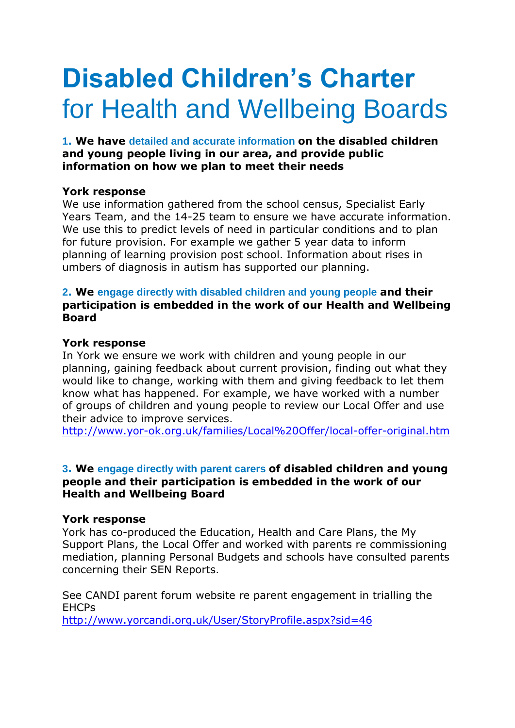# **Disabled Children's Charter** for Health and Wellbeing Boards

**1. We have detailed and accurate information on the disabled children and young people living in our area, and provide public information on how we plan to meet their needs**

**York response**

We use information gathered from the school census, Specialist Early Years Team, and the 14-25 team to ensure we have accurate information. We use this to predict levels of need in particular conditions and to plan for future provision. For example we gather 5 year data to inform planning of learning provision post school. Information about rises in umbers of diagnosis in autism has supported our planning.

**2. We engage directly with disabled children and young people and their participation is embedded in the work of our Health and Wellbeing Board**

**York response**

In York we ensure we work with children and young people in our planning, gaining feedback about current provision, finding out what they would like to change, working with them and giving feedback to let them know what has happened. For example, we have worked with a number of groups of children and young people to review our Local Offer and use their advice to improve services.
http://www.yor-ok.org.uk/families/Local%20Offer/local-offer-original.htm

**3. We engage directly with parent carers of disabled children and young people and their participation is embedded in the work of our Health and Wellbeing Board**

**York response**

York has co-produced the Education, Health and Care Plans, the My Support Plans, the Local Offer and worked with parents re commissioning mediation, planning Personal Budgets and schools have consulted parents concerning their SEN Reports.

See CANDI parent forum website re parent engagement in trialling the EHCPs
http://www.yorcandi.org.uk/User/StoryProfile.aspx?sid=46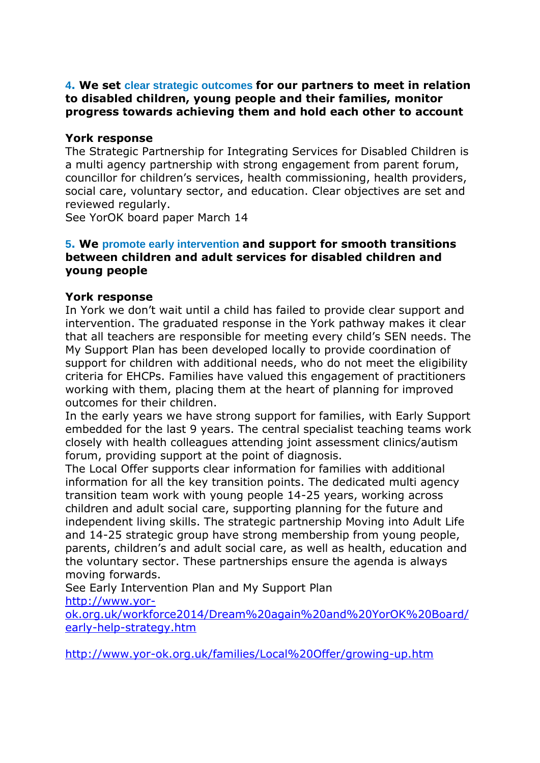### 4. We set clear strategic outcomes for our partners to meet in relation to disabled children, young people and their families, monitor progress towards achieving them and hold each other to account

**York response**

The Strategic Partnership for Integrating Services for Disabled Children is a multi agency partnership with strong engagement from parent forum, councillor for children's services, health commissioning, health providers, social care, voluntary sector, and education. Clear objectives are set and reviewed regularly.

See YorOK board paper March 14

### 5. We promote early intervention and support for smooth transitions between children and adult services for disabled children and young people

**York response**

In York we don't wait until a child has failed to provide clear support and intervention. The graduated response in the York pathway makes it clear that all teachers are responsible for meeting every child's SEN needs. The My Support Plan has been developed locally to provide coordination of support for children with additional needs, who do not meet the eligibility criteria for EHCPs. Families have valued this engagement of practitioners working with them, placing them at the heart of planning for improved outcomes for their children.

In the early years we have strong support for families, with Early Support embedded for the last 9 years. The central specialist teaching teams work closely with health colleagues attending joint assessment clinics/autism forum, providing support at the point of diagnosis.

The Local Offer supports clear information for families with additional information for all the key transition points. The dedicated multi agency transition team work with young people 14-25 years, working across children and adult social care, supporting planning for the future and independent living skills. The strategic partnership Moving into Adult Life and 14-25 strategic group have strong membership from young people, parents, children's and adult social care, as well as health, education and the voluntary sector. These partnerships ensure the agenda is always moving forwards.

See Early Intervention Plan and My Support Plan

[http://www.yor-ok.org.uk/workforce2014/Dream%20again%20and%20YorOK%20Board/early-help-strategy.htm](http://www.yor-ok.org.uk/workforce2014/Dream%20again%20and%20YorOK%20Board/early-help-strategy.htm)

[http://www.yor-ok.org.uk/families/Local%20Offer/growing-up.htm](http://www.yor-ok.org.uk/families/Local%20Offer/growing-up.htm)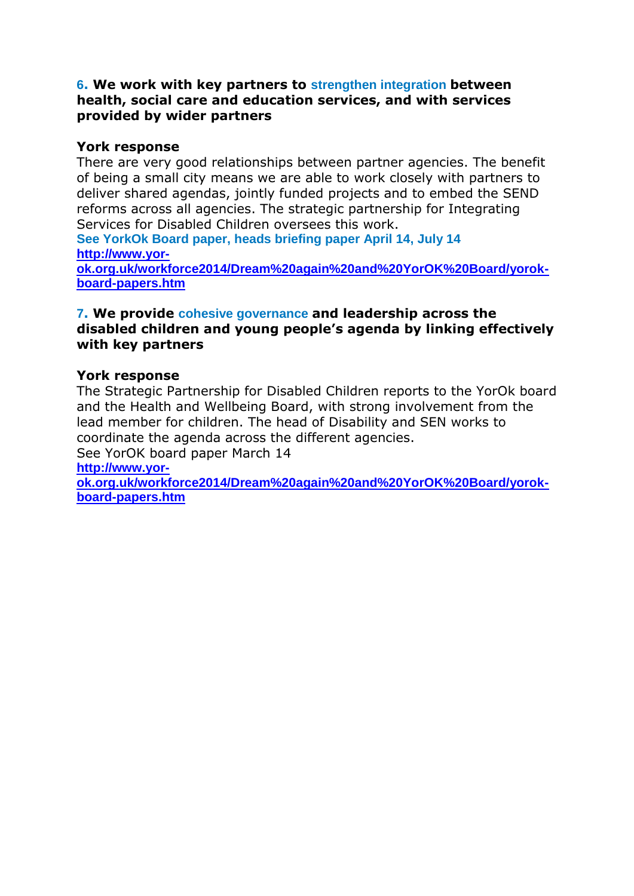**6. We work with key partners to strengthen integration between health, social care and education services, and with services provided by wider partners**

**York response**

There are very good relationships between partner agencies. The benefit of being a small city means we are able to work closely with partners to deliver shared agendas, jointly funded projects and to embed the SEND reforms across all agencies. The strategic partnership for Integrating Services for Disabled Children oversees this work.

**See YorkOk Board paper, heads briefing paper April 14, July 14**

**http://www.yor-ok.org.uk/workforce2014/Dream%20again%20and%20YorOK%20Board/yorok-board-papers.htm**

**7. We provide cohesive governance and leadership across the disabled children and young people's agenda by linking effectively with key partners**

**York response**

The Strategic Partnership for Disabled Children reports to the YorOk board and the Health and Wellbeing Board, with strong involvement from the lead member for children. The head of Disability and SEN works to coordinate the agenda across the different agencies.

See YorOK board paper March 14

**http://www.yor-ok.org.uk/workforce2014/Dream%20again%20and%20YorOK%20Board/yorok-board-papers.htm**